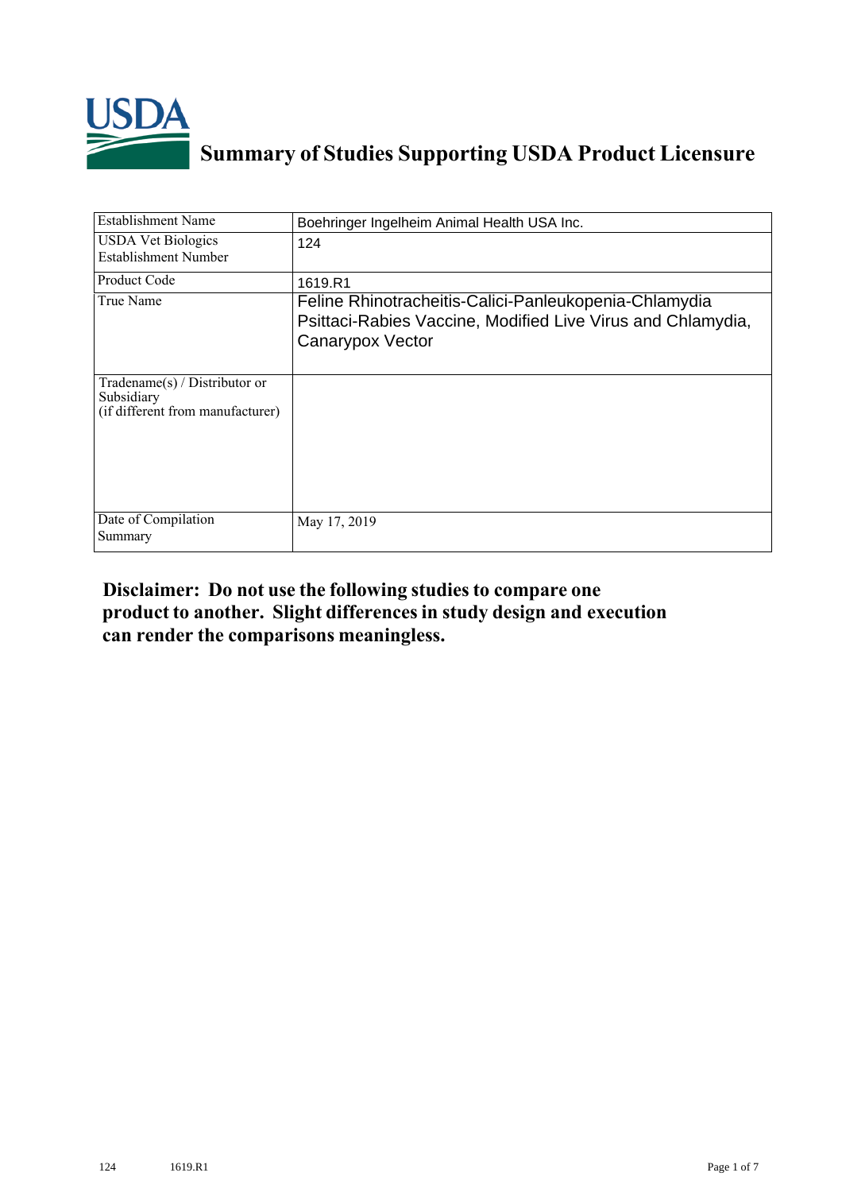# Summary of Studies Supporting USDA Product Licensure

| Establishment Name | Boehringer Ingelheim Animal Health USA Inc. |
|---|---|
| USDA Vet Biologics Establishment Number | 124 |
| Product Code | 1619.R1 |
| True Name | Feline Rhinotracheitis-Calici-Panleukopenia-Chlamydia Psittaci-Rabies Vaccine, Modified Live Virus and Chlamydia, Canarypox Vector |
| Tradename(s) / Distributor or Subsidiary (if different from manufacturer) | |
| Date of Compilation Summary | May 17, 2019 |

**Disclaimer: Do not use the following studies to compare one product to another. Slight differences in study design and execution can render the comparisons meaningless.**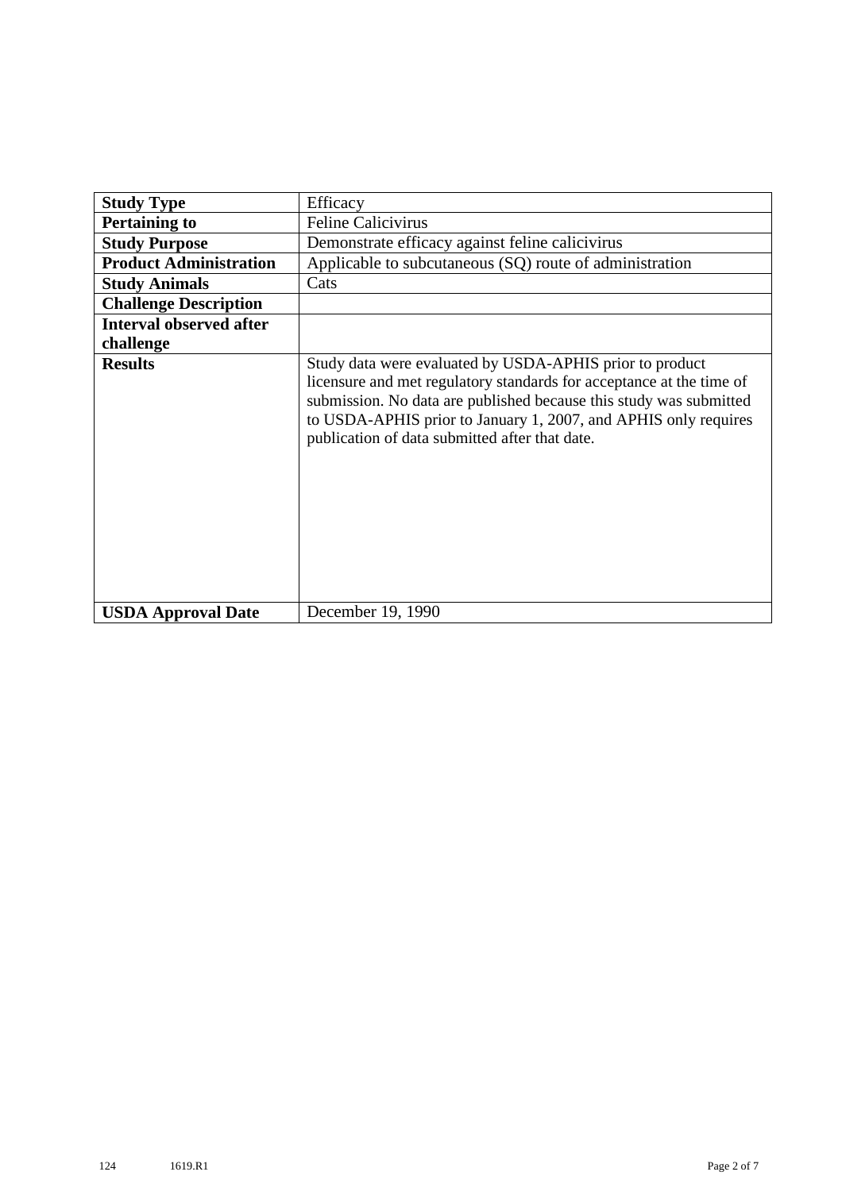| Study Type | Efficacy |
|---|---|
| **Pertaining to** | Feline Calicivirus |
| **Study Purpose** | Demonstrate efficacy against feline calicivirus |
| **Product Administration** | Applicable to subcutaneous (SQ) route of administration |
| **Study Animals** | Cats |
| **Challenge Description** | |
| **Interval observed after challenge** | |
| **Results** | Study data were evaluated by USDA-APHIS prior to product licensure and met regulatory standards for acceptance at the time of submission. No data are published because this study was submitted to USDA-APHIS prior to January 1, 2007, and APHIS only requires publication of data submitted after that date. |
| **USDA Approval Date** | December 19, 1990 |

124 1619.R1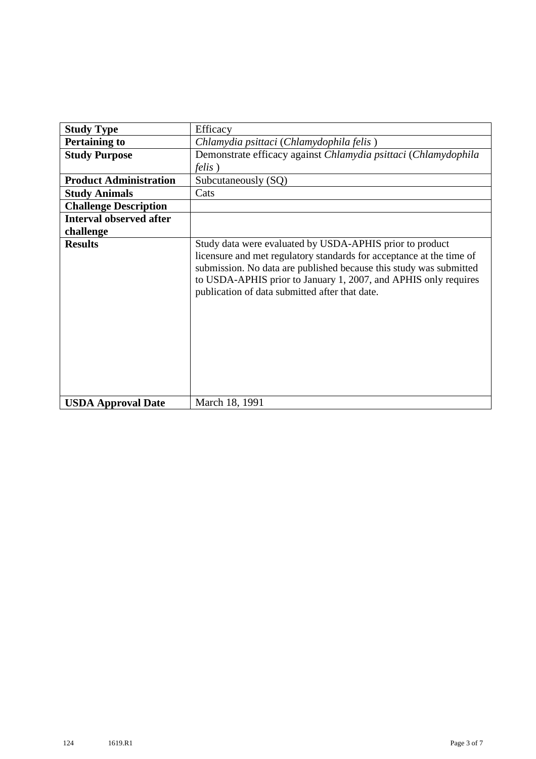| **Study Type** | Efficacy |
|---|---|
| **Pertaining to** | *Chlamydia psittaci* (*Chlamydophila felis* ) |
| **Study Purpose** | Demonstrate efficacy against *Chlamydia psittaci* (*Chlamydophila felis* ) |
| **Product Administration** | Subcutaneously (SQ) |
| **Study Animals** | Cats |
| **Challenge Description** | |
| **Interval observed after challenge** | |
| **Results** | Study data were evaluated by USDA-APHIS prior to product licensure and met regulatory standards for acceptance at the time of submission. No data are published because this study was submitted to USDA-APHIS prior to January 1, 2007, and APHIS only requires publication of data submitted after that date. |
| **USDA Approval Date** | March 18, 1991 |

124 1619.R1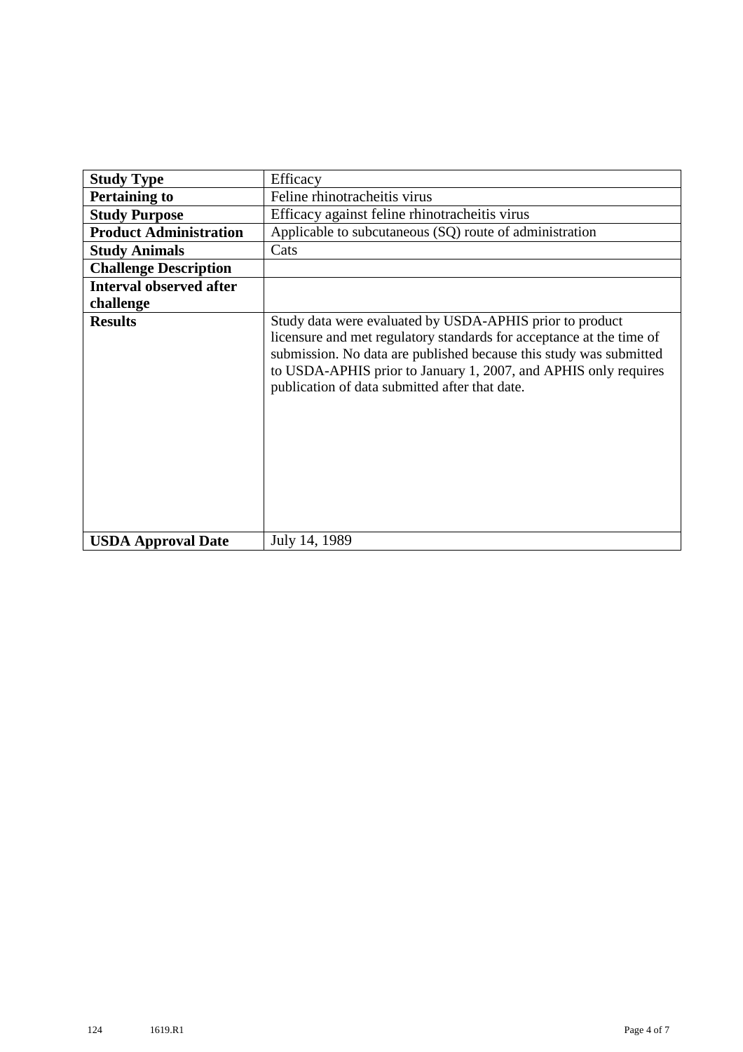| **Study Type** | Efficacy |
|---|---|
| **Pertaining to** | Feline rhinotracheitis virus |
| **Study Purpose** | Efficacy against feline rhinotracheitis virus |
| **Product Administration** | Applicable to subcutaneous (SQ) route of administration |
| **Study Animals** | Cats |
| **Challenge Description** | |
| **Interval observed after challenge** | |
| **Results** | Study data were evaluated by USDA-APHIS prior to product licensure and met regulatory standards for acceptance at the time of submission. No data are published because this study was submitted to USDA-APHIS prior to January 1, 2007, and APHIS only requires publication of data submitted after that date. |
| **USDA Approval Date** | July 14, 1989 |

124 1619.R1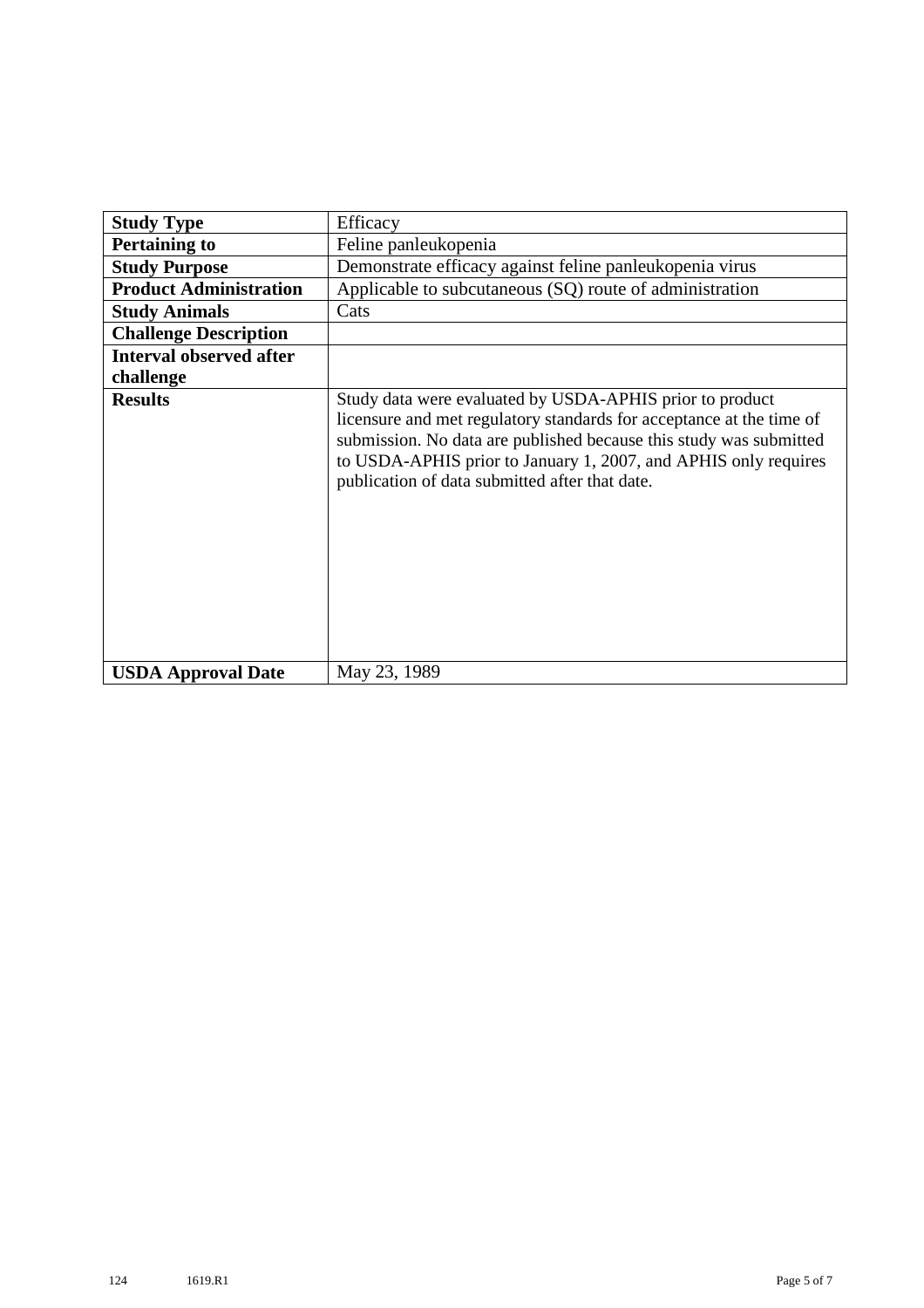| **Study Type** | Efficacy |
|---|---|
| **Pertaining to** | Feline panleukopenia |
| **Study Purpose** | Demonstrate efficacy against feline panleukopenia virus |
| **Product Administration** | Applicable to subcutaneous (SQ) route of administration |
| **Study Animals** | Cats |
| **Challenge Description** | |
| **Interval observed after challenge** | |
| **Results** | Study data were evaluated by USDA-APHIS prior to product licensure and met regulatory standards for acceptance at the time of submission. No data are published because this study was submitted to USDA-APHIS prior to January 1, 2007, and APHIS only requires publication of data submitted after that date. |
| **USDA Approval Date** | May 23, 1989 |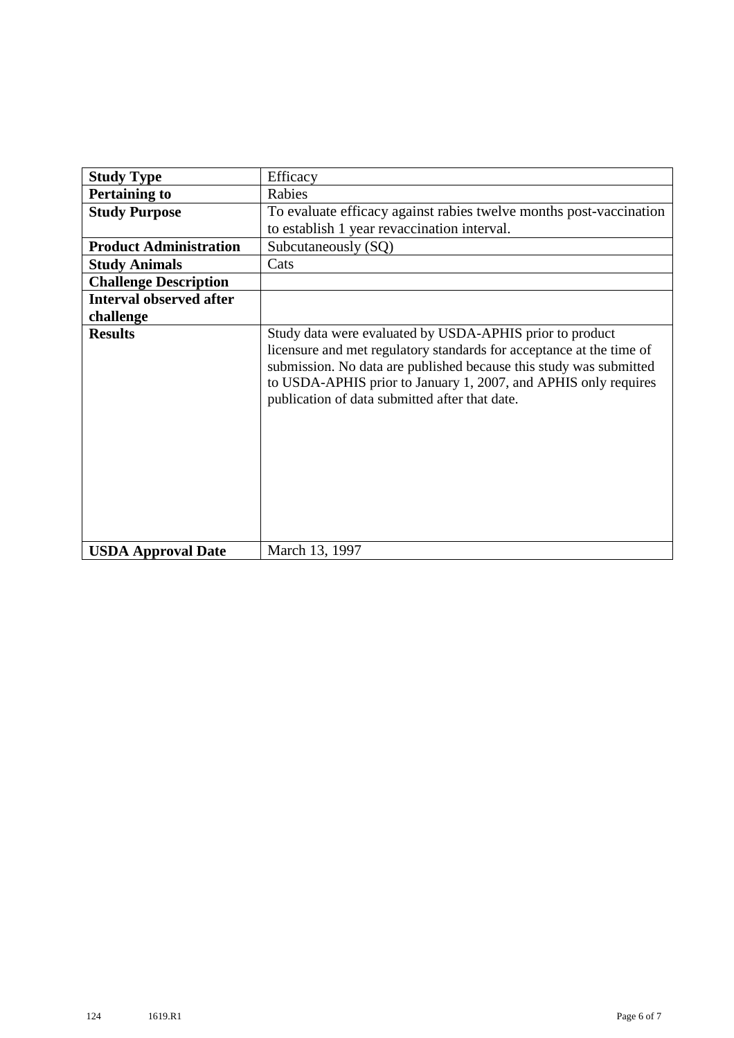| Study Type | Efficacy |
|---|---|
| **Pertaining to** | Rabies |
| **Study Purpose** | To evaluate efficacy against rabies twelve months post-vaccination to establish 1 year revaccination interval. |
| **Product Administration** | Subcutaneously (SQ) |
| **Study Animals** | Cats |
| **Challenge Description** | |
| **Interval observed after challenge** | |
| **Results** | Study data were evaluated by USDA-APHIS prior to product licensure and met regulatory standards for acceptance at the time of submission. No data are published because this study was submitted to USDA-APHIS prior to January 1, 2007, and APHIS only requires publication of data submitted after that date. |
| **USDA Approval Date** | March 13, 1997 |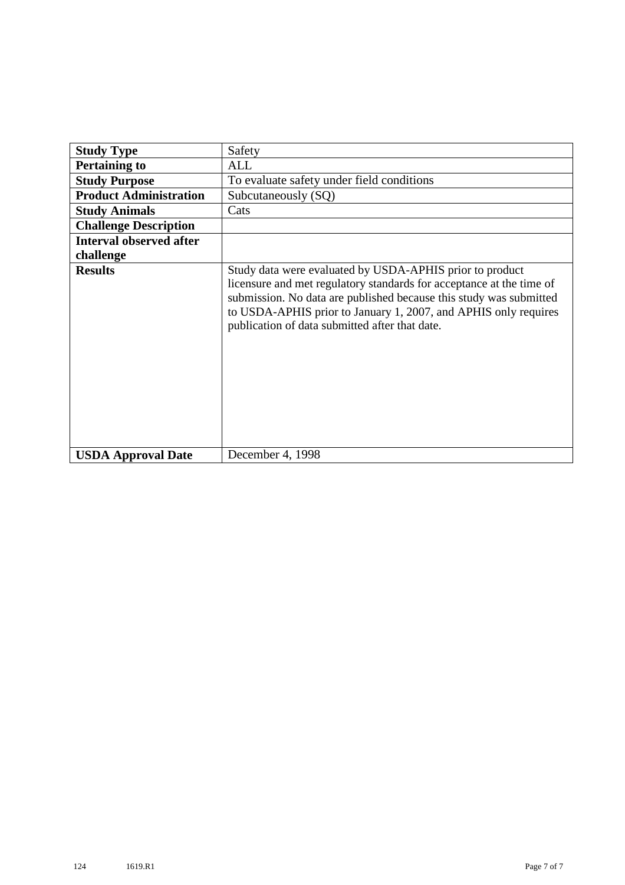| | |
|---|---|
| **Study Type** | Safety |
| **Pertaining to** | ALL |
| **Study Purpose** | To evaluate safety under field conditions |
| **Product Administration** | Subcutaneously (SQ) |
| **Study Animals** | Cats |
| **Challenge Description** | |
| **Interval observed after challenge** | |
| **Results** | Study data were evaluated by USDA-APHIS prior to product licensure and met regulatory standards for acceptance at the time of submission. No data are published because this study was submitted to USDA-APHIS prior to January 1, 2007, and APHIS only requires publication of data submitted after that date. |
| **USDA Approval Date** | December 4, 1998 |

124 1619.R1